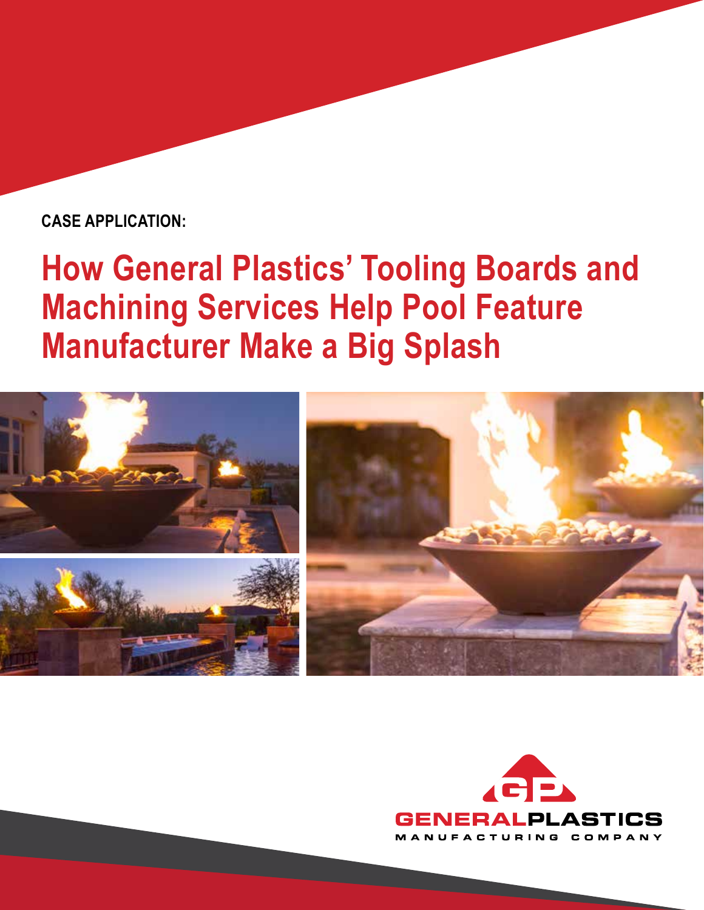CASE APPLICATION:

# How General Plastics' Tooling Boards and Machining Services Help Pool Feature Manufacturer Make a Big Splash

GENERALPLASTICS
MANUFACTURING COMPANY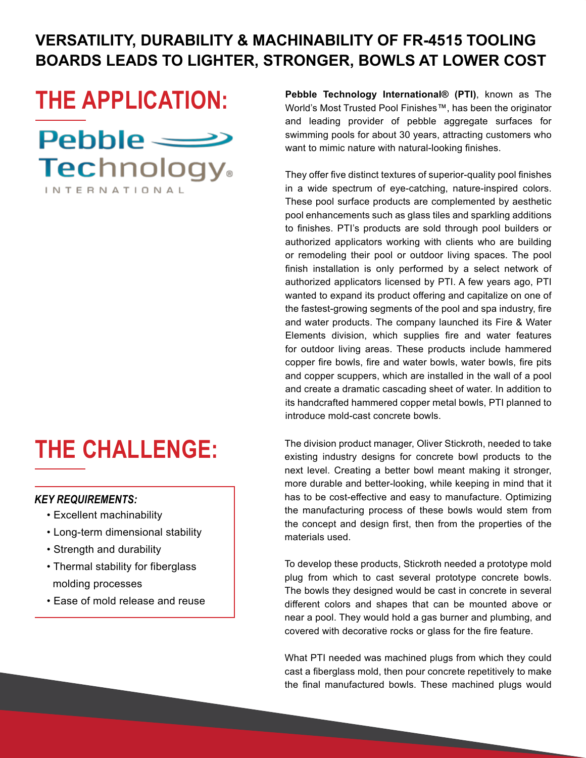# VERSATILITY, DURABILITY & MACHINABILITY OF FR-4515 TOOLING BOARDS LEADS TO LIGHTER, STRONGER, BOWLS AT LOWER COST

## THE APPLICATION:

Pebble Technology INTERNATIONAL

**Pebble Technology International® (PTI)**, known as The World's Most Trusted Pool Finishes™, has been the originator and leading provider of pebble aggregate surfaces for swimming pools for about 30 years, attracting customers who want to mimic nature with natural-looking finishes.

They offer five distinct textures of superior-quality pool finishes in a wide spectrum of eye-catching, nature-inspired colors. These pool surface products are complemented by aesthetic pool enhancements such as glass tiles and sparkling additions to finishes. PTI's products are sold through pool builders or authorized applicators working with clients who are building or remodeling their pool or outdoor living spaces. The pool finish installation is only performed by a select network of authorized applicators licensed by PTI. A few years ago, PTI wanted to expand its product offering and capitalize on one of the fastest-growing segments of the pool and spa industry, fire and water products. The company launched its Fire & Water Elements division, which supplies fire and water features for outdoor living areas. These products include hammered copper fire bowls, fire and water bowls, water bowls, fire pits and copper scuppers, which are installed in the wall of a pool and create a dramatic cascading sheet of water. In addition to its handcrafted hammered copper metal bowls, PTI planned to introduce mold-cast concrete bowls.

## THE CHALLENGE:

***KEY REQUIREMENTS:***

- Excellent machinability
- Long-term dimensional stability
- Strength and durability
- Thermal stability for fiberglass molding processes
- Ease of mold release and reuse

The division product manager, Oliver Stickroth, needed to take existing industry designs for concrete bowl products to the next level. Creating a better bowl meant making it stronger, more durable and better-looking, while keeping in mind that it has to be cost-effective and easy to manufacture. Optimizing the manufacturing process of these bowls would stem from the concept and design first, then from the properties of the materials used.

To develop these products, Stickroth needed a prototype mold plug from which to cast several prototype concrete bowls. The bowls they designed would be cast in concrete in several different colors and shapes that can be mounted above or near a pool. They would hold a gas burner and plumbing, and covered with decorative rocks or glass for the fire feature.

What PTI needed was machined plugs from which they could cast a fiberglass mold, then pour concrete repetitively to make the final manufactured bowls. These machined plugs would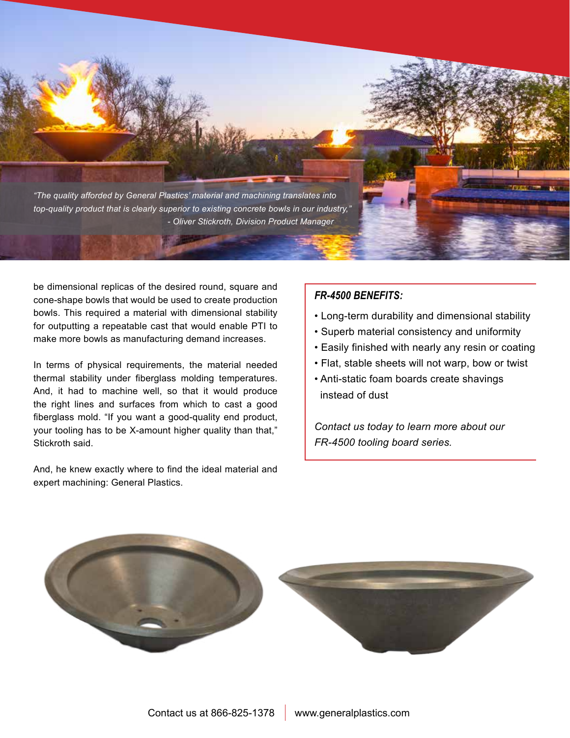*"The quality afforded by General Plastics' material and machining translates into top-quality product that is clearly superior to existing concrete bowls in our industry,"*
*- Oliver Stickroth, Division Product Manager*

be dimensional replicas of the desired round, square and cone-shape bowls that would be used to create production bowls. This required a material with dimensional stability for outputting a repeatable cast that would enable PTI to make more bowls as manufacturing demand increases.

In terms of physical requirements, the material needed thermal stability under fiberglass molding temperatures. And, it had to machine well, so that it would produce the right lines and surfaces from which to cast a good fiberglass mold. "If you want a good-quality end product, your tooling has to be X-amount higher quality than that," Stickroth said.

And, he knew exactly where to find the ideal material and expert machining: General Plastics.

***FR-4500 BENEFITS:***

- Long-term durability and dimensional stability
- Superb material consistency and uniformity
- Easily finished with nearly any resin or coating
- Flat, stable sheets will not warp, bow or twist
- Anti-static foam boards create shavings instead of dust

*Contact us today to learn more about our FR-4500 tooling board series.*

Contact us at 866-825-1378 | www.generalplastics.com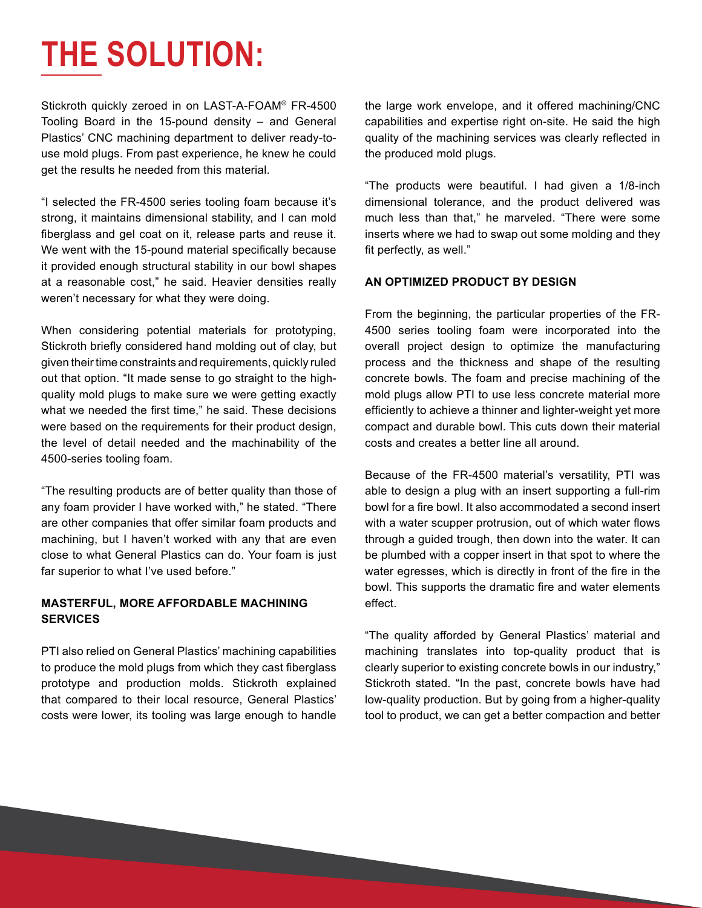# THE SOLUTION:

Stickroth quickly zeroed in on LAST-A-FOAM® FR-4500 Tooling Board in the 15-pound density – and General Plastics' CNC machining department to deliver ready-to-use mold plugs. From past experience, he knew he could get the results he needed from this material.

"I selected the FR-4500 series tooling foam because it's strong, it maintains dimensional stability, and I can mold fiberglass and gel coat on it, release parts and reuse it. We went with the 15-pound material specifically because it provided enough structural stability in our bowl shapes at a reasonable cost," he said. Heavier densities really weren't necessary for what they were doing.

When considering potential materials for prototyping, Stickroth briefly considered hand molding out of clay, but given their time constraints and requirements, quickly ruled out that option. "It made sense to go straight to the high-quality mold plugs to make sure we were getting exactly what we needed the first time," he said. These decisions were based on the requirements for their product design, the level of detail needed and the machinability of the 4500-series tooling foam.

"The resulting products are of better quality than those of any foam provider I have worked with," he stated. "There are other companies that offer similar foam products and machining, but I haven't worked with any that are even close to what General Plastics can do. Your foam is just far superior to what I've used before."

**MASTERFUL, MORE AFFORDABLE MACHINING SERVICES**

PTI also relied on General Plastics' machining capabilities to produce the mold plugs from which they cast fiberglass prototype and production molds. Stickroth explained that compared to their local resource, General Plastics' costs were lower, its tooling was large enough to handle the large work envelope, and it offered machining/CNC capabilities and expertise right on-site. He said the high quality of the machining services was clearly reflected in the produced mold plugs.

"The products were beautiful. I had given a 1/8-inch dimensional tolerance, and the product delivered was much less than that," he marveled. "There were some inserts where we had to swap out some molding and they fit perfectly, as well."

**AN OPTIMIZED PRODUCT BY DESIGN**

From the beginning, the particular properties of the FR-4500 series tooling foam were incorporated into the overall project design to optimize the manufacturing process and the thickness and shape of the resulting concrete bowls. The foam and precise machining of the mold plugs allow PTI to use less concrete material more efficiently to achieve a thinner and lighter-weight yet more compact and durable bowl. This cuts down their material costs and creates a better line all around.

Because of the FR-4500 material's versatility, PTI was able to design a plug with an insert supporting a full-rim bowl for a fire bowl. It also accommodated a second insert with a water scupper protrusion, out of which water flows through a guided trough, then down into the water. It can be plumbed with a copper insert in that spot to where the water egresses, which is directly in front of the fire in the bowl. This supports the dramatic fire and water elements effect.

"The quality afforded by General Plastics' material and machining translates into top-quality product that is clearly superior to existing concrete bowls in our industry," Stickroth stated. "In the past, concrete bowls have had low-quality production. But by going from a higher-quality tool to product, we can get a better compaction and better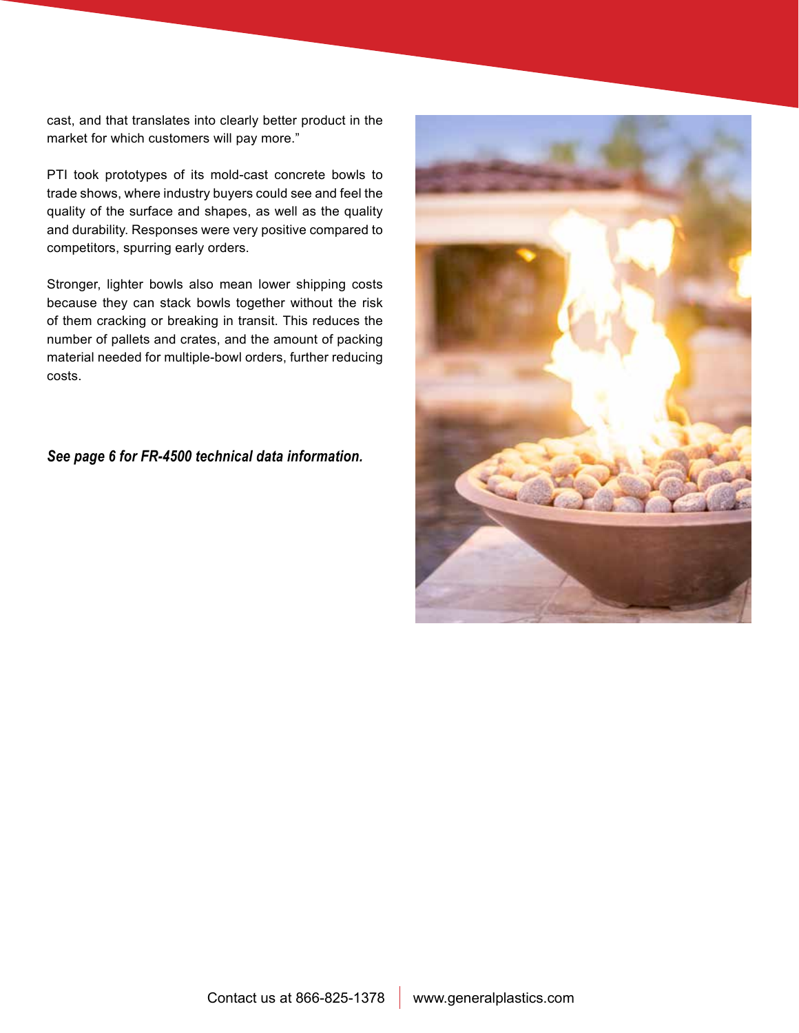cast, and that translates into clearly better product in the market for which customers will pay more."

PTI took prototypes of its mold-cast concrete bowls to trade shows, where industry buyers could see and feel the quality of the surface and shapes, as well as the quality and durability. Responses were very positive compared to competitors, spurring early orders.

Stronger, lighter bowls also mean lower shipping costs because they can stack bowls together without the risk of them cracking or breaking in transit. This reduces the number of pallets and crates, and the amount of packing material needed for multiple-bowl orders, further reducing costs.

***See page 6 for FR-4500 technical data information.***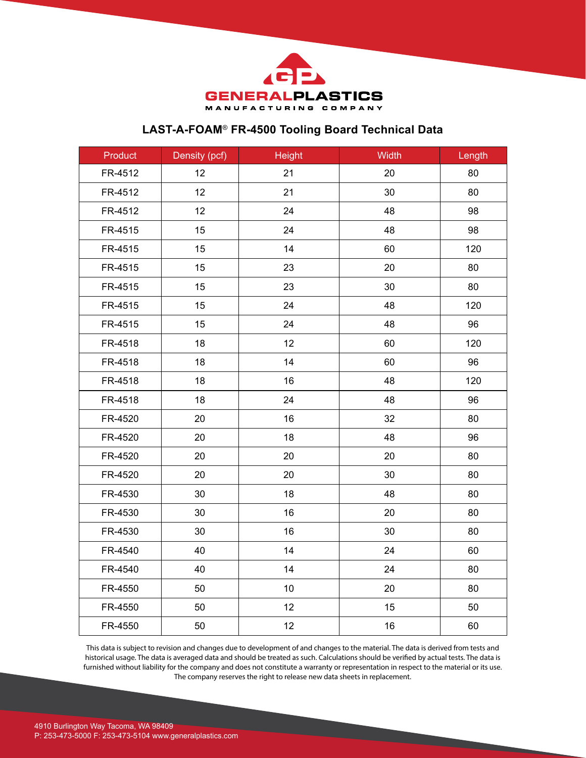GENERALPLASTICS
MANUFACTURING COMPANY

## LAST-A-FOAM® FR-4500 Tooling Board Technical Data

| Product | Density (pcf) | Height | Width | Length |
|---|---|---|---|---|
| FR-4512 | 12 | 21 | 20 | 80 |
| FR-4512 | 12 | 21 | 30 | 80 |
| FR-4512 | 12 | 24 | 48 | 98 |
| FR-4515 | 15 | 24 | 48 | 98 |
| FR-4515 | 15 | 14 | 60 | 120 |
| FR-4515 | 15 | 23 | 20 | 80 |
| FR-4515 | 15 | 23 | 30 | 80 |
| FR-4515 | 15 | 24 | 48 | 120 |
| FR-4515 | 15 | 24 | 48 | 96 |
| FR-4518 | 18 | 12 | 60 | 120 |
| FR-4518 | 18 | 14 | 60 | 96 |
| FR-4518 | 18 | 16 | 48 | 120 |
| FR-4518 | 18 | 24 | 48 | 96 |
| FR-4520 | 20 | 16 | 32 | 80 |
| FR-4520 | 20 | 18 | 48 | 96 |
| FR-4520 | 20 | 20 | 20 | 80 |
| FR-4520 | 20 | 20 | 30 | 80 |
| FR-4530 | 30 | 18 | 48 | 80 |
| FR-4530 | 30 | 16 | 20 | 80 |
| FR-4530 | 30 | 16 | 30 | 80 |
| FR-4540 | 40 | 14 | 24 | 60 |
| FR-4540 | 40 | 14 | 24 | 80 |
| FR-4550 | 50 | 10 | 20 | 80 |
| FR-4550 | 50 | 12 | 15 | 50 |
| FR-4550 | 50 | 12 | 16 | 60 |

This data is subject to revision and changes due to development of and changes to the material. The data is derived from tests and historical usage. The data is averaged data and should be treated as such. Calculations should be verified by actual tests. The data is furnished without liability for the company and does not constitute a warranty or representation in respect to the material or its use. The company reserves the right to release new data sheets in replacement.

4910 Burlington Way Tacoma, WA 98409
P: 253-473-5000 F: 253-473-5104 www.generalplastics.com